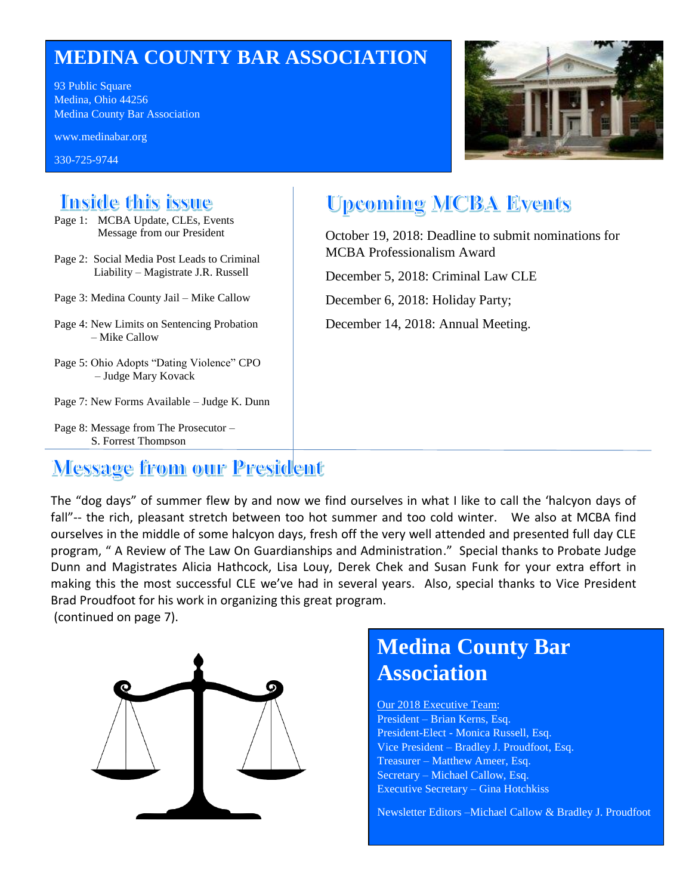# MEDINA COUNTY BAR ASSOCIATION

93 Public Square
Medina, Ohio 44256
Medina County Bar Association

www.medinabar.org

330-725-9744

## Inside this issue

Page 1: MCBA Update, CLEs, Events
Message from our President

Page 2: Social Media Post Leads to Criminal Liability – Magistrate J.R. Russell

Page 3: Medina County Jail – Mike Callow

Page 4: New Limits on Sentencing Probation – Mike Callow

Page 5: Ohio Adopts "Dating Violence" CPO – Judge Mary Kovack

Page 7: New Forms Available – Judge K. Dunn

Page 8: Message from The Prosecutor – S. Forrest Thompson

## Upcoming MCBA Events

October 19, 2018: Deadline to submit nominations for MCBA Professionalism Award

December 5, 2018: Criminal Law CLE

December 6, 2018: Holiday Party;

December 14, 2018: Annual Meeting.

## Message from our President

The "dog days" of summer flew by and now we find ourselves in what I like to call the 'halcyon days of fall"-- the rich, pleasant stretch between too hot summer and too cold winter. We also at MCBA find ourselves in the middle of some halcyon days, fresh off the very well attended and presented full day CLE program, " A Review of The Law On Guardianships and Administration." Special thanks to Probate Judge Dunn and Magistrates Alicia Hathcock, Lisa Louy, Derek Chek and Susan Funk for your extra effort in making this the most successful CLE we've had in several years. Also, special thanks to Vice President Brad Proudfoot for his work in organizing this great program.
(continued on page 7).

## Medina County Bar Association

Our 2018 Executive Team:
President – Brian Kerns, Esq.
President-Elect - Monica Russell, Esq.
Vice President – Bradley J. Proudfoot, Esq.
Treasurer – Matthew Ameer, Esq.
Secretary – Michael Callow, Esq.
Executive Secretary – Gina Hotchkiss

Newsletter Editors –Michael Callow & Bradley J. Proudfoot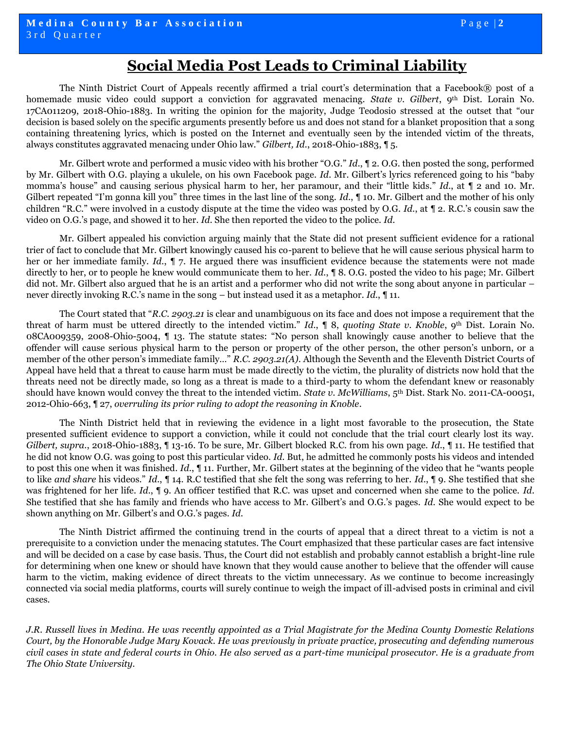# Social Media Post Leads to Criminal Liability

The Ninth District Court of Appeals recently affirmed a trial court's determination that a Facebook® post of a homemade music video could support a conviction for aggravated menacing. *State v. Gilbert*, 9th Dist. Lorain No. 17CA011209, 2018-Ohio-1883. In writing the opinion for the majority, Judge Teodosio stressed at the outset that "our decision is based solely on the specific arguments presently before us and does not stand for a blanket proposition that a song containing threatening lyrics, which is posted on the Internet and eventually seen by the intended victim of the threats, always constitutes aggravated menacing under Ohio law." *Gilbert, Id.*, 2018-Ohio-1883, ¶ 5.

Mr. Gilbert wrote and performed a music video with his brother "O.G." *Id.*, ¶ 2. O.G. then posted the song, performed by Mr. Gilbert with O.G. playing a ukulele, on his own Facebook page. *Id.* Mr. Gilbert's lyrics referenced going to his "baby momma's house" and causing serious physical harm to her, her paramour, and their "little kids." *Id.*, at ¶ 2 and 10. Mr. Gilbert repeated "I'm gonna kill you" three times in the last line of the song. *Id.*, ¶ 10. Mr. Gilbert and the mother of his only children "R.C." were involved in a custody dispute at the time the video was posted by O.G. *Id.*, at ¶ 2. R.C.'s cousin saw the video on O.G.'s page, and showed it to her. *Id.* She then reported the video to the police. *Id.*

Mr. Gilbert appealed his conviction arguing mainly that the State did not present sufficient evidence for a rational trier of fact to conclude that Mr. Gilbert knowingly caused his co-parent to believe that he will cause serious physical harm to her or her immediate family. *Id.*, ¶ 7. He argued there was insufficient evidence because the statements were not made directly to her, or to people he knew would communicate them to her. *Id.*, ¶ 8. O.G. posted the video to his page; Mr. Gilbert did not. Mr. Gilbert also argued that he is an artist and a performer who did not write the song about anyone in particular – never directly invoking R.C.'s name in the song – but instead used it as a metaphor. *Id.*, ¶ 11.

The Court stated that "*R.C. 2903.21* is clear and unambiguous on its face and does not impose a requirement that the threat of harm must be uttered directly to the intended victim." *Id.*, ¶ 8, *quoting State v. Knoble*, 9th Dist. Lorain No. 08CA009359, 2008-Ohio-5004, ¶ 13. The statute states: "No person shall knowingly cause another to believe that the offender will cause serious physical harm to the person or property of the other person, the other person's unborn, or a member of the other person's immediate family…" *R.C. 2903.21(A)*. Although the Seventh and the Eleventh District Courts of Appeal have held that a threat to cause harm must be made directly to the victim, the plurality of districts now hold that the threats need not be directly made, so long as a threat is made to a third-party to whom the defendant knew or reasonably should have known would convey the threat to the intended victim. *State v. McWilliams*, 5th Dist. Stark No. 2011-CA-00051, 2012-Ohio-663, ¶ 27, *overruling its prior ruling to adopt the reasoning in Knoble*.

The Ninth District held that in reviewing the evidence in a light most favorable to the prosecution, the State presented sufficient evidence to support a conviction, while it could not conclude that the trial court clearly lost its way. *Gilbert, supra.*, 2018-Ohio-1883, ¶ 13-16. To be sure, Mr. Gilbert blocked R.C. from his own page. *Id.*, ¶ 11. He testified that he did not know O.G. was going to post this particular video. *Id.* But, he admitted he commonly posts his videos and intended to post this one when it was finished. *Id.*, ¶ 11. Further, Mr. Gilbert states at the beginning of the video that he "wants people to like *and share* his videos." *Id.*, ¶ 14. R.C testified that she felt the song was referring to her. *Id.*, ¶ 9. She testified that she was frightened for her life. *Id.*, ¶ 9. An officer testified that R.C. was upset and concerned when she came to the police. *Id.* She testified that she has family and friends who have access to Mr. Gilbert's and O.G.'s pages. *Id.* She would expect to be shown anything on Mr. Gilbert's and O.G.'s pages. *Id.*

The Ninth District affirmed the continuing trend in the courts of appeal that a direct threat to a victim is not a prerequisite to a conviction under the menacing statutes. The Court emphasized that these particular cases are fact intensive and will be decided on a case by case basis. Thus, the Court did not establish and probably cannot establish a bright-line rule for determining when one knew or should have known that they would cause another to believe that the offender will cause harm to the victim, making evidence of direct threats to the victim unnecessary. As we continue to become increasingly connected via social media platforms, courts will surely continue to weigh the impact of ill-advised posts in criminal and civil cases.

*J.R. Russell lives in Medina. He was recently appointed as a Trial Magistrate for the Medina County Domestic Relations Court, by the Honorable Judge Mary Kovack. He was previously in private practice, prosecuting and defending numerous civil cases in state and federal courts in Ohio. He also served as a part-time municipal prosecutor. He is a graduate from The Ohio State University.*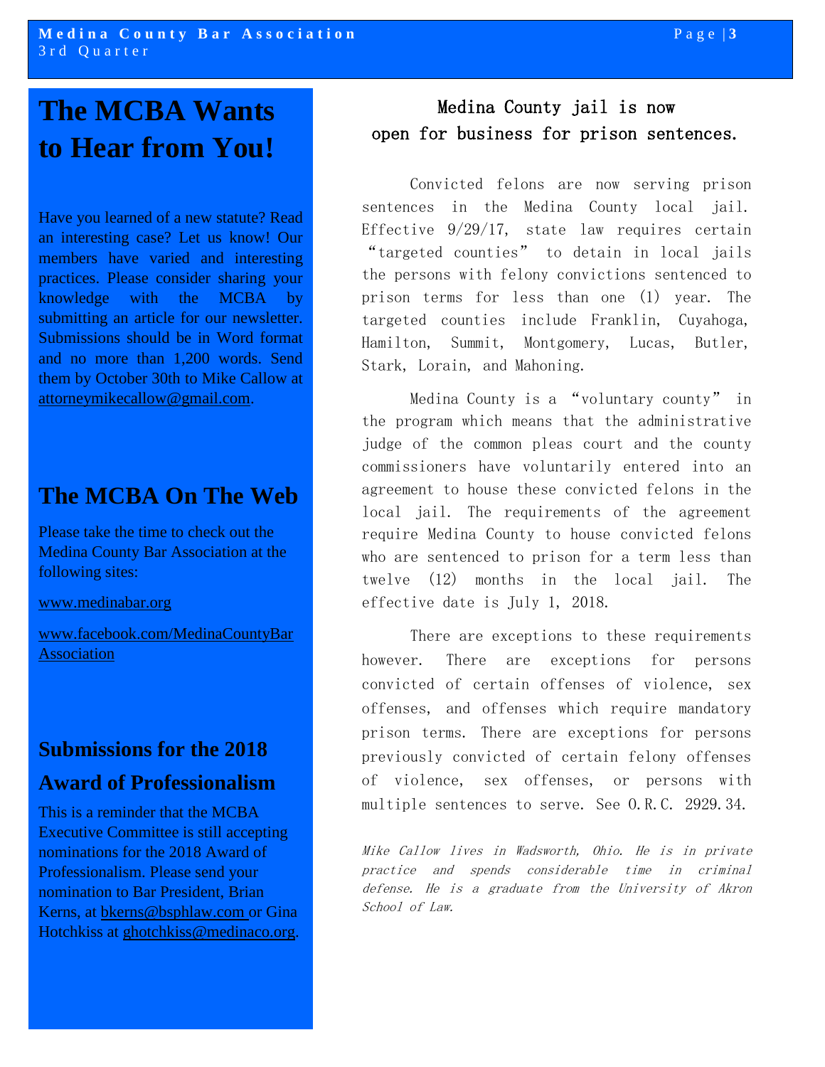# The MCBA Wants to Hear from You!

Have you learned of a new statute? Read an interesting case? Let us know! Our members have varied and interesting practices. Please consider sharing your knowledge with the MCBA by submitting an article for our newsletter. Submissions should be in Word format and no more than 1,200 words. Send them by October 30th to Mike Callow at attorneymikecallow@gmail.com.

## The MCBA On The Web

Please take the time to check out the Medina County Bar Association at the following sites:

www.medinabar.org

www.facebook.com/MedinaCountyBarAssociation

## Submissions for the 2018 Award of Professionalism

This is a reminder that the MCBA Executive Committee is still accepting nominations for the 2018 Award of Professionalism. Please send your nomination to Bar President, Brian Kerns, at bkerns@bsphlaw.com or Gina Hotchkiss at ghotchkiss@medinaco.org.

## Medina County jail is now open for business for prison sentences.

Convicted felons are now serving prison sentences in the Medina County local jail. Effective 9/29/17, state law requires certain "targeted counties" to detain in local jails the persons with felony convictions sentenced to prison terms for less than one (1) year. The targeted counties include Franklin, Cuyahoga, Hamilton, Summit, Montgomery, Lucas, Butler, Stark, Lorain, and Mahoning.

Medina County is a "voluntary county" in the program which means that the administrative judge of the common pleas court and the county commissioners have voluntarily entered into an agreement to house these convicted felons in the local jail. The requirements of the agreement require Medina County to house convicted felons who are sentenced to prison for a term less than twelve (12) months in the local jail. The effective date is July 1, 2018.

There are exceptions to these requirements however. There are exceptions for persons convicted of certain offenses of violence, sex offenses, and offenses which require mandatory prison terms. There are exceptions for persons previously convicted of certain felony offenses of violence, sex offenses, or persons with multiple sentences to serve. See O.R.C. 2929.34.

*Mike Callow lives in Wadsworth, Ohio. He is in private practice and spends considerable time in criminal defense. He is a graduate from the University of Akron School of Law.*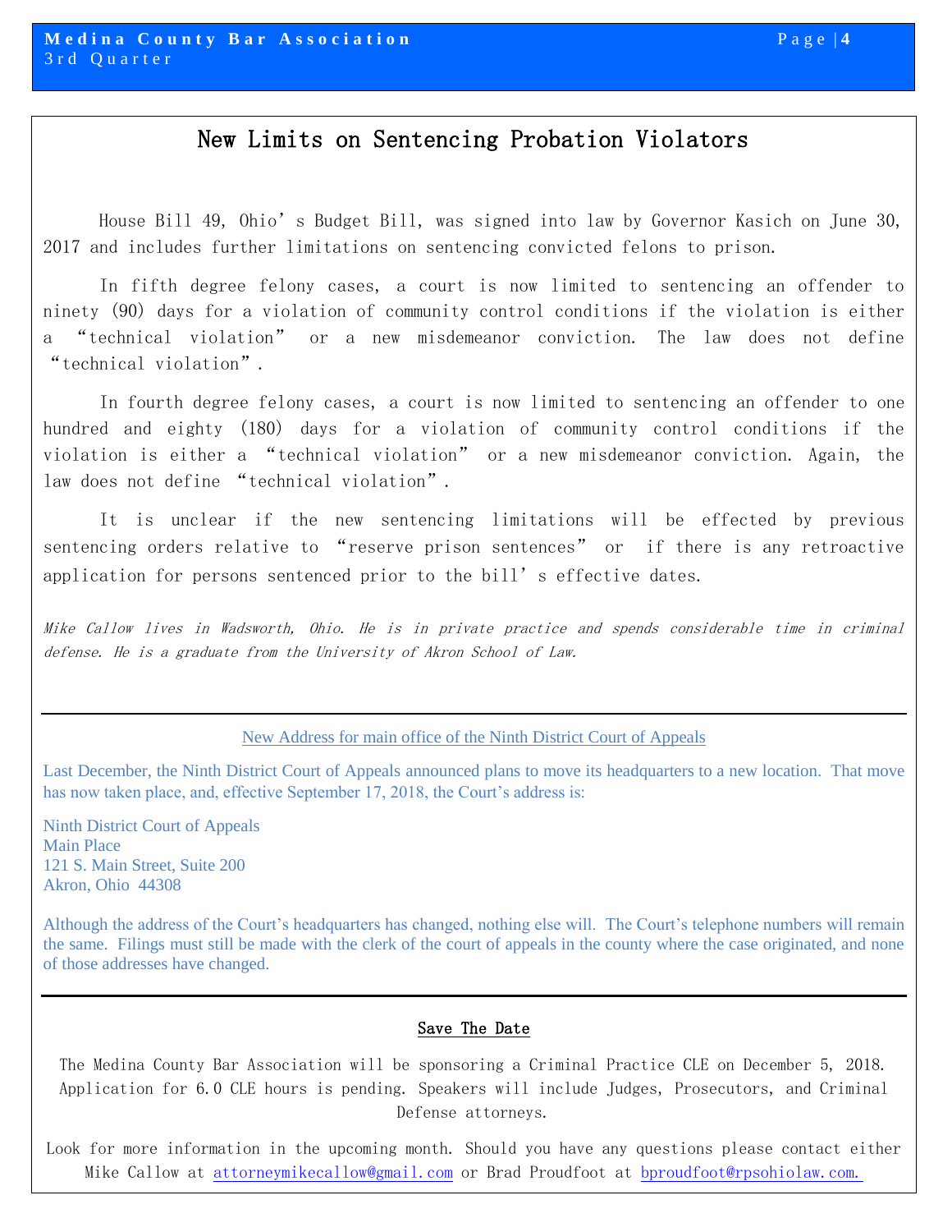# New Limits on Sentencing Probation Violators

House Bill 49, Ohio's Budget Bill, was signed into law by Governor Kasich on June 30, 2017 and includes further limitations on sentencing convicted felons to prison.

In fifth degree felony cases, a court is now limited to sentencing an offender to ninety (90) days for a violation of community control conditions if the violation is either a "technical violation" or a new misdemeanor conviction. The law does not define "technical violation".

In fourth degree felony cases, a court is now limited to sentencing an offender to one hundred and eighty (180) days for a violation of community control conditions if the violation is either a "technical violation" or a new misdemeanor conviction. Again, the law does not define "technical violation".

It is unclear if the new sentencing limitations will be effected by previous sentencing orders relative to "reserve prison sentences" or if there is any retroactive application for persons sentenced prior to the bill's effective dates.

*Mike Callow lives in Wadsworth, Ohio. He is in private practice and spends considerable time in criminal defense. He is a graduate from the University of Akron School of Law.*

---

## New Address for main office of the Ninth District Court of Appeals

Last December, the Ninth District Court of Appeals announced plans to move its headquarters to a new location. That move has now taken place, and, effective September 17, 2018, the Court's address is:

Ninth District Court of Appeals
Main Place
121 S. Main Street, Suite 200
Akron, Ohio 44308

Although the address of the Court's headquarters has changed, nothing else will. The Court's telephone numbers will remain the same. Filings must still be made with the clerk of the court of appeals in the county where the case originated, and none of those addresses have changed.

---

## Save The Date

The Medina County Bar Association will be sponsoring a Criminal Practice CLE on December 5, 2018. Application for 6.0 CLE hours is pending. Speakers will include Judges, Prosecutors, and Criminal Defense attorneys.

Look for more information in the upcoming month. Should you have any questions please contact either Mike Callow at attorneymikecallow@gmail.com or Brad Proudfoot at bproudfoot@rpsohiolaw.com.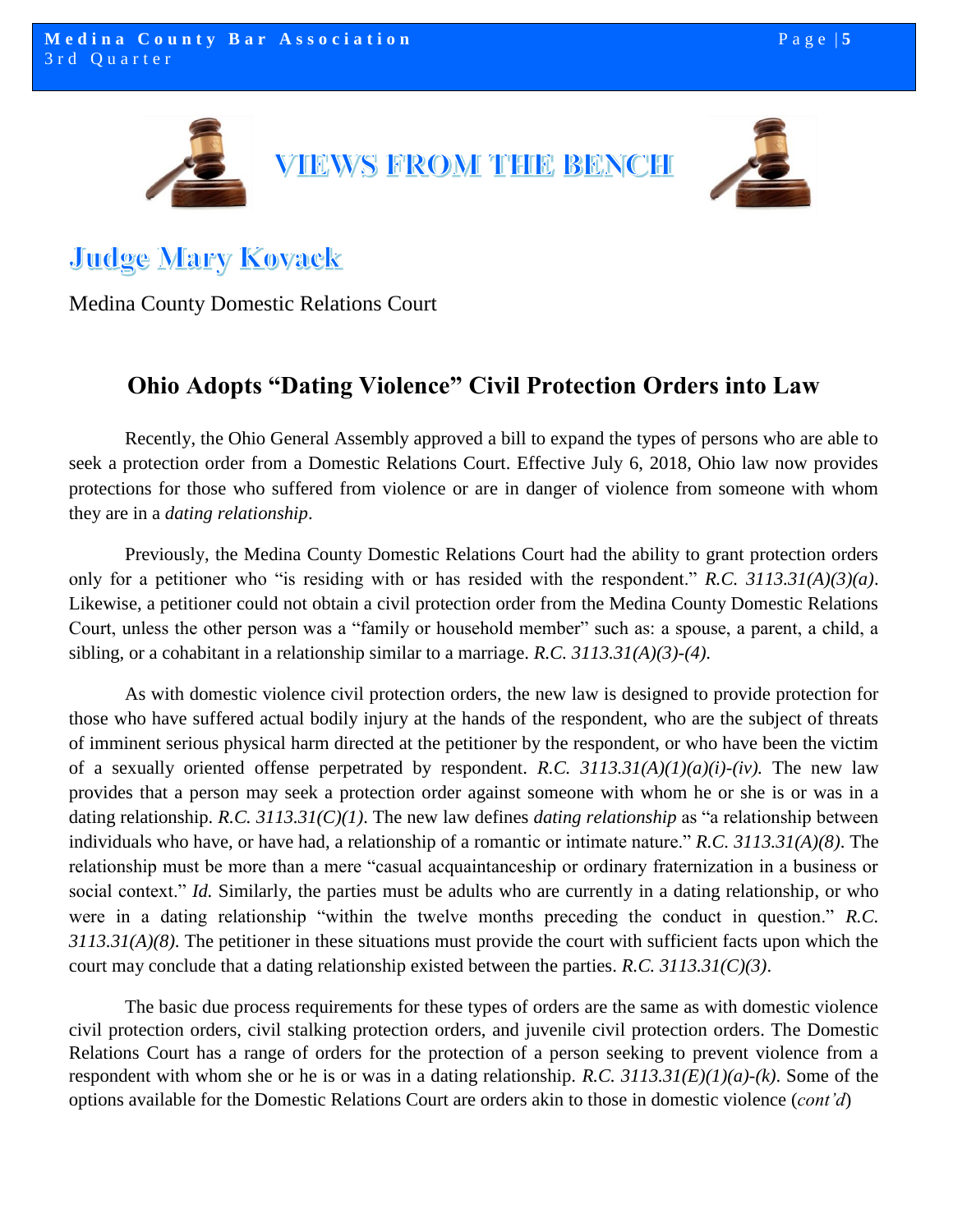# VIEWS FROM THE BENCH

## Judge Mary Kovack

Medina County Domestic Relations Court

### Ohio Adopts "Dating Violence" Civil Protection Orders into Law

Recently, the Ohio General Assembly approved a bill to expand the types of persons who are able to seek a protection order from a Domestic Relations Court. Effective July 6, 2018, Ohio law now provides protections for those who suffered from violence or are in danger of violence from someone with whom they are in a *dating relationship*.

Previously, the Medina County Domestic Relations Court had the ability to grant protection orders only for a petitioner who "is residing with or has resided with the respondent." *R.C. 3113.31(A)(3)(a)*. Likewise, a petitioner could not obtain a civil protection order from the Medina County Domestic Relations Court, unless the other person was a "family or household member" such as: a spouse, a parent, a child, a sibling, or a cohabitant in a relationship similar to a marriage. *R.C. 3113.31(A)(3)-(4).*

As with domestic violence civil protection orders, the new law is designed to provide protection for those who have suffered actual bodily injury at the hands of the respondent, who are the subject of threats of imminent serious physical harm directed at the petitioner by the respondent, or who have been the victim of a sexually oriented offense perpetrated by respondent. *R.C. 3113.31(A)(1)(a)(i)-(iv).* The new law provides that a person may seek a protection order against someone with whom he or she is or was in a dating relationship. *R.C. 3113.31(C)(1)*. The new law defines *dating relationship* as "a relationship between individuals who have, or have had, a relationship of a romantic or intimate nature." *R.C. 3113.31(A)(8)*. The relationship must be more than a mere "casual acquaintanceship or ordinary fraternization in a business or social context." *Id.* Similarly, the parties must be adults who are currently in a dating relationship, or who were in a dating relationship "within the twelve months preceding the conduct in question." *R.C. 3113.31(A)(8)*. The petitioner in these situations must provide the court with sufficient facts upon which the court may conclude that a dating relationship existed between the parties. *R.C. 3113.31(C)(3)*.

The basic due process requirements for these types of orders are the same as with domestic violence civil protection orders, civil stalking protection orders, and juvenile civil protection orders. The Domestic Relations Court has a range of orders for the protection of a person seeking to prevent violence from a respondent with whom she or he is or was in a dating relationship. *R.C. 3113.31(E)(1)(a)-(k)*. Some of the options available for the Domestic Relations Court are orders akin to those in domestic violence (*cont'd*)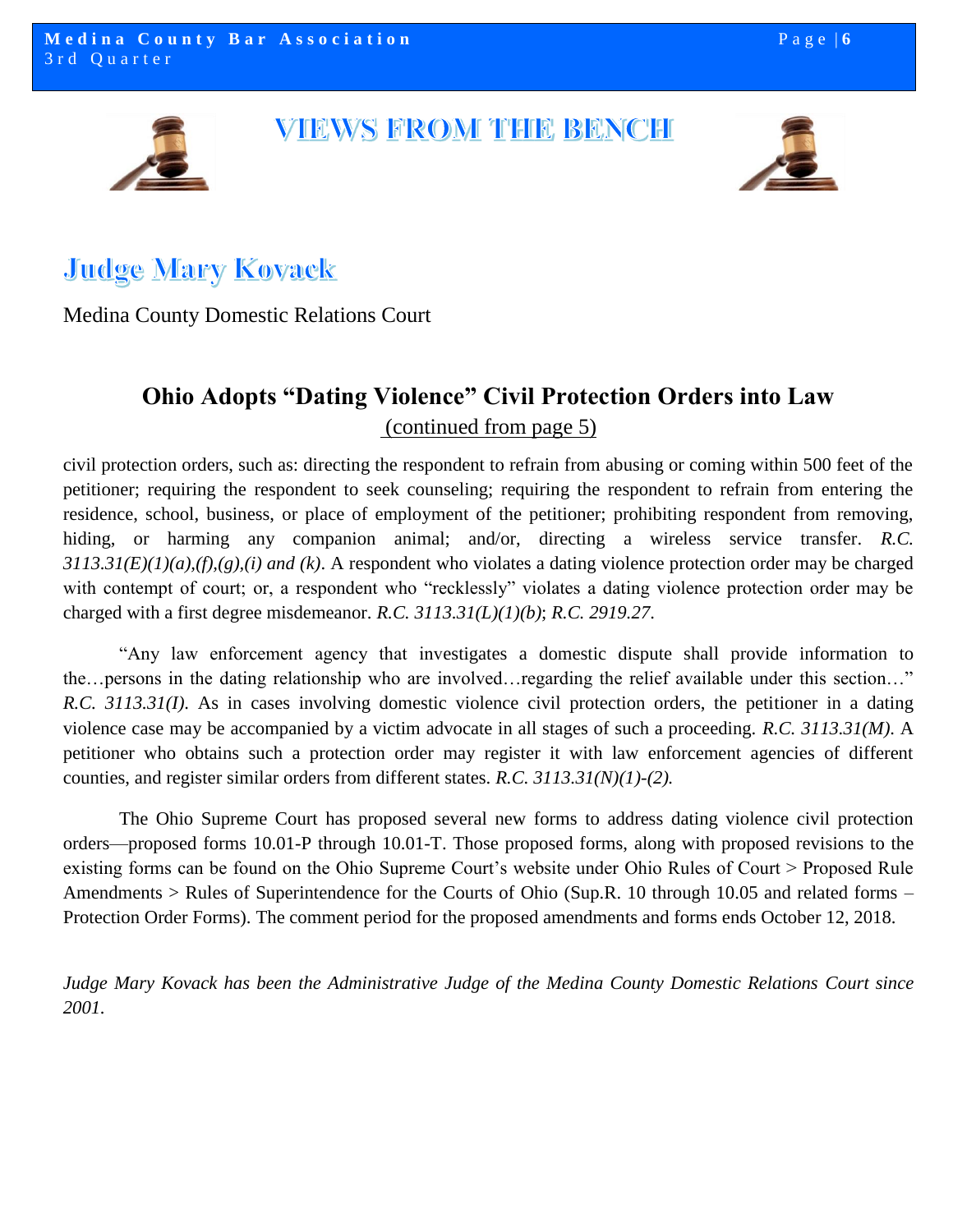# VIEWS FROM THE BENCH

## Judge Mary Kovack

Medina County Domestic Relations Court

### Ohio Adopts "Dating Violence" Civil Protection Orders into Law

(continued from page 5)

civil protection orders, such as: directing the respondent to refrain from abusing or coming within 500 feet of the petitioner; requiring the respondent to seek counseling; requiring the respondent to refrain from entering the residence, school, business, or place of employment of the petitioner; prohibiting respondent from removing, hiding, or harming any companion animal; and/or, directing a wireless service transfer. *R.C. 3113.31(E)(1)(a),(f),(g),(i) and (k)*. A respondent who violates a dating violence protection order may be charged with contempt of court; or, a respondent who "recklessly" violates a dating violence protection order may be charged with a first degree misdemeanor. *R.C. 3113.31(L)(1)(b)*; *R.C. 2919.27*.

"Any law enforcement agency that investigates a domestic dispute shall provide information to the…persons in the dating relationship who are involved…regarding the relief available under this section…" *R.C. 3113.31(I)*. As in cases involving domestic violence civil protection orders, the petitioner in a dating violence case may be accompanied by a victim advocate in all stages of such a proceeding. *R.C. 3113.31(M)*. A petitioner who obtains such a protection order may register it with law enforcement agencies of different counties, and register similar orders from different states. *R.C. 3113.31(N)(1)-(2).*

The Ohio Supreme Court has proposed several new forms to address dating violence civil protection orders—proposed forms 10.01-P through 10.01-T. Those proposed forms, along with proposed revisions to the existing forms can be found on the Ohio Supreme Court's website under Ohio Rules of Court > Proposed Rule Amendments > Rules of Superintendence for the Courts of Ohio (Sup.R. 10 through 10.05 and related forms – Protection Order Forms). The comment period for the proposed amendments and forms ends October 12, 2018.

*Judge Mary Kovack has been the Administrative Judge of the Medina County Domestic Relations Court since 2001.*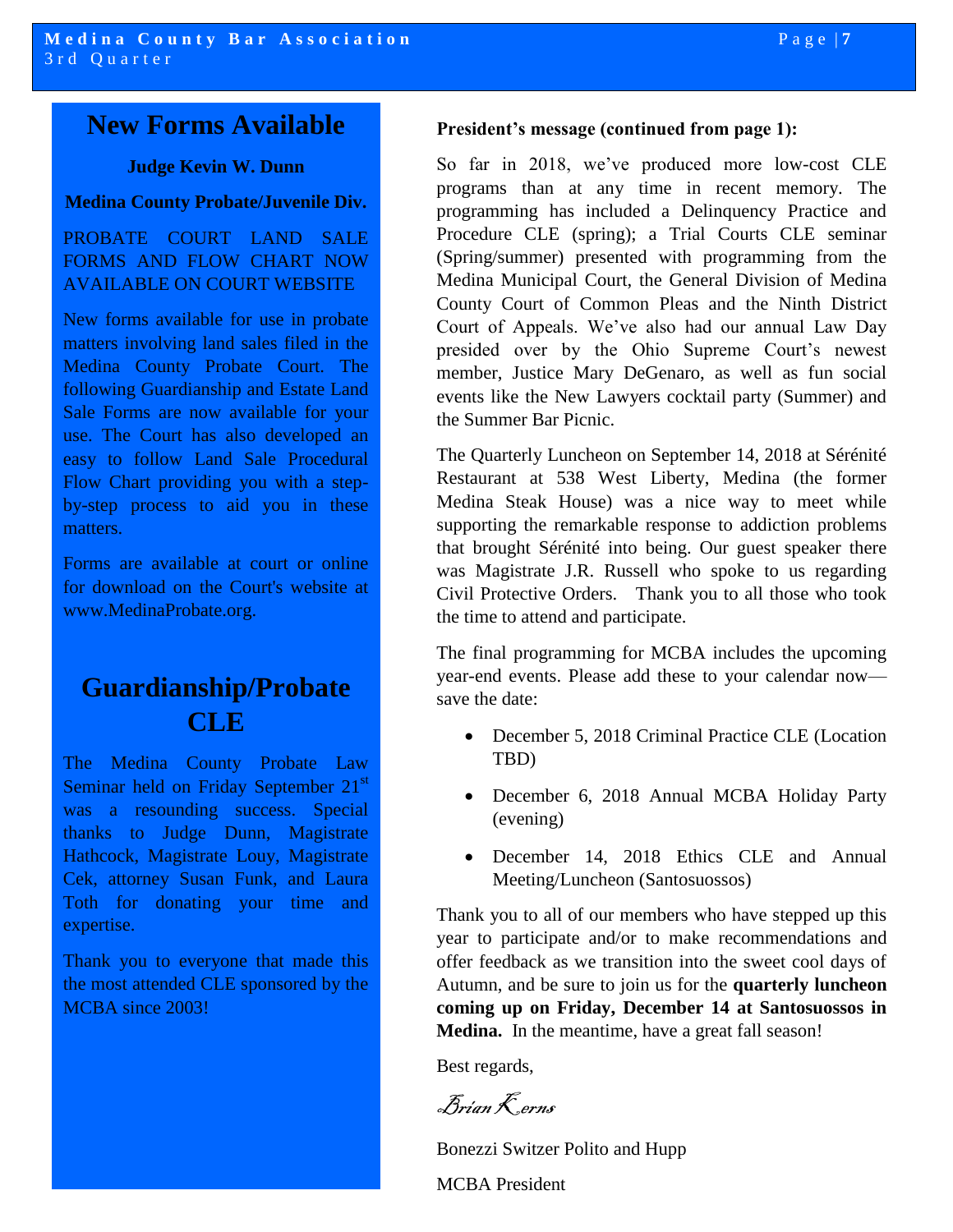## New Forms Available

**Judge Kevin W. Dunn**

**Medina County Probate/Juvenile Div.**

PROBATE COURT LAND SALE FORMS AND FLOW CHART NOW AVAILABLE ON COURT WEBSITE

New forms available for use in probate matters involving land sales filed in the Medina County Probate Court. The following Guardianship and Estate Land Sale Forms are now available for your use. The Court has also developed an easy to follow Land Sale Procedural Flow Chart providing you with a step-by-step process to aid you in these matters.

Forms are available at court or online for download on the Court's website at www.MedinaProbate.org.

## Guardianship/Probate CLE

The Medina County Probate Law Seminar held on Friday September 21st was a resounding success. Special thanks to Judge Dunn, Magistrate Hathcock, Magistrate Louy, Magistrate Cek, attorney Susan Funk, and Laura Toth for donating your time and expertise.

Thank you to everyone that made this the most attended CLE sponsored by the MCBA since 2003!

**President's message (continued from page 1):**

So far in 2018, we've produced more low-cost CLE programs than at any time in recent memory. The programming has included a Delinquency Practice and Procedure CLE (spring); a Trial Courts CLE seminar (Spring/summer) presented with programming from the Medina Municipal Court, the General Division of Medina County Court of Common Pleas and the Ninth District Court of Appeals. We've also had our annual Law Day presided over by the Ohio Supreme Court's newest member, Justice Mary DeGenaro, as well as fun social events like the New Lawyers cocktail party (Summer) and the Summer Bar Picnic.

The Quarterly Luncheon on September 14, 2018 at Sérénité Restaurant at 538 West Liberty, Medina (the former Medina Steak House) was a nice way to meet while supporting the remarkable response to addiction problems that brought Sérénité into being. Our guest speaker there was Magistrate J.R. Russell who spoke to us regarding Civil Protective Orders. Thank you to all those who took the time to attend and participate.

The final programming for MCBA includes the upcoming year-end events. Please add these to your calendar now—save the date:

- December 5, 2018 Criminal Practice CLE (Location TBD)
- December 6, 2018 Annual MCBA Holiday Party (evening)
- December 14, 2018 Ethics CLE and Annual Meeting/Luncheon (Santosuossos)

Thank you to all of our members who have stepped up this year to participate and/or to make recommendations and offer feedback as we transition into the sweet cool days of Autumn, and be sure to join us for the **quarterly luncheon coming up on Friday, December 14 at Santosuossos in Medina.** In the meantime, have a great fall season!

Best regards,

*Brian Kerns*

Bonezzi Switzer Polito and Hupp

MCBA President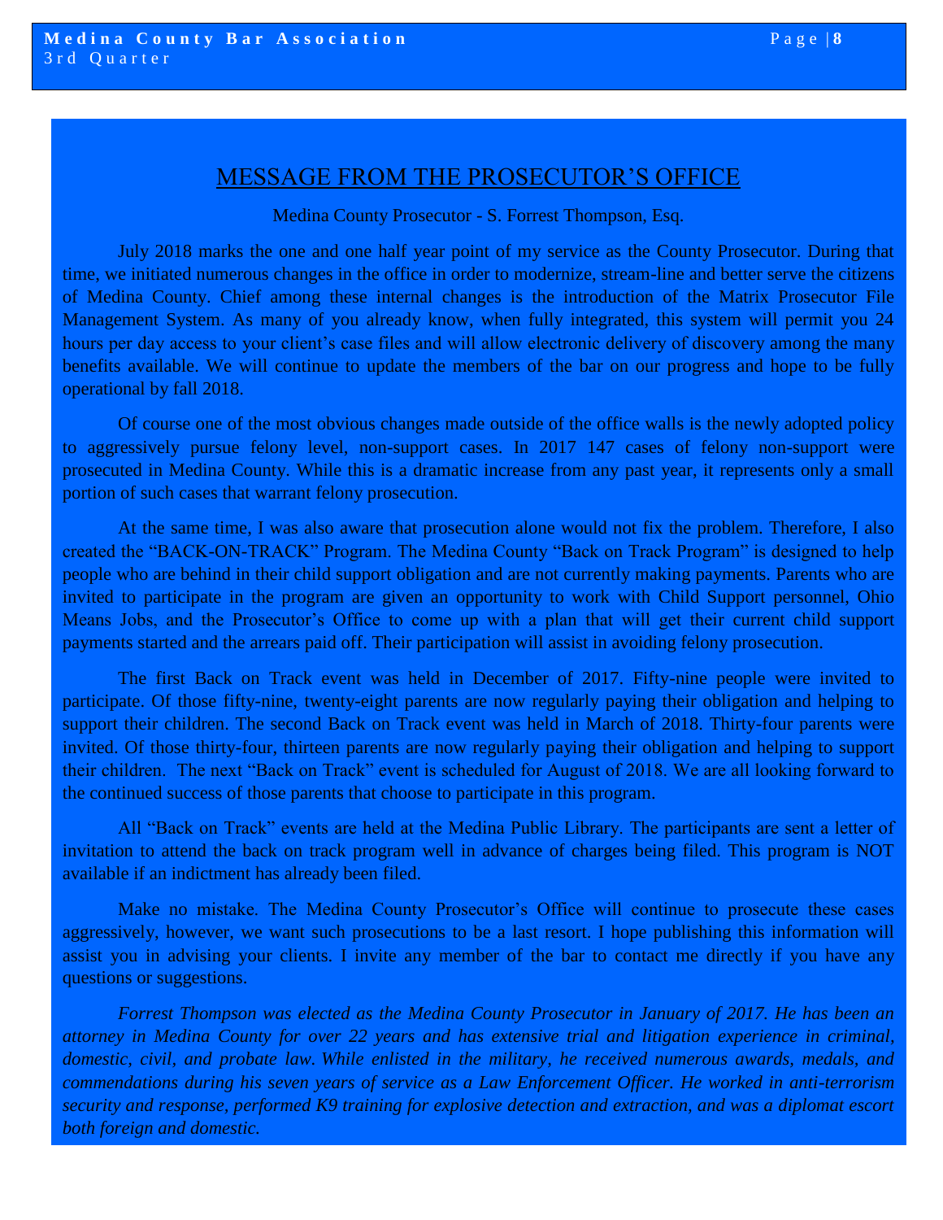# MESSAGE FROM THE PROSECUTOR'S OFFICE

Medina County Prosecutor - S. Forrest Thompson, Esq.

July 2018 marks the one and one half year point of my service as the County Prosecutor. During that time, we initiated numerous changes in the office in order to modernize, stream-line and better serve the citizens of Medina County. Chief among these internal changes is the introduction of the Matrix Prosecutor File Management System. As many of you already know, when fully integrated, this system will permit you 24 hours per day access to your client's case files and will allow electronic delivery of discovery among the many benefits available. We will continue to update the members of the bar on our progress and hope to be fully operational by fall 2018.

Of course one of the most obvious changes made outside of the office walls is the newly adopted policy to aggressively pursue felony level, non-support cases. In 2017 147 cases of felony non-support were prosecuted in Medina County. While this is a dramatic increase from any past year, it represents only a small portion of such cases that warrant felony prosecution.

At the same time, I was also aware that prosecution alone would not fix the problem. Therefore, I also created the "BACK-ON-TRACK" Program. The Medina County "Back on Track Program" is designed to help people who are behind in their child support obligation and are not currently making payments. Parents who are invited to participate in the program are given an opportunity to work with Child Support personnel, Ohio Means Jobs, and the Prosecutor's Office to come up with a plan that will get their current child support payments started and the arrears paid off. Their participation will assist in avoiding felony prosecution.

The first Back on Track event was held in December of 2017. Fifty-nine people were invited to participate. Of those fifty-nine, twenty-eight parents are now regularly paying their obligation and helping to support their children. The second Back on Track event was held in March of 2018. Thirty-four parents were invited. Of those thirty-four, thirteen parents are now regularly paying their obligation and helping to support their children. The next "Back on Track" event is scheduled for August of 2018. We are all looking forward to the continued success of those parents that choose to participate in this program.

All "Back on Track" events are held at the Medina Public Library. The participants are sent a letter of invitation to attend the back on track program well in advance of charges being filed. This program is NOT available if an indictment has already been filed.

Make no mistake. The Medina County Prosecutor's Office will continue to prosecute these cases aggressively, however, we want such prosecutions to be a last resort. I hope publishing this information will assist you in advising your clients. I invite any member of the bar to contact me directly if you have any questions or suggestions.

*Forrest Thompson was elected as the Medina County Prosecutor in January of 2017. He has been an attorney in Medina County for over 22 years and has extensive trial and litigation experience in criminal, domestic, civil, and probate law. While enlisted in the military, he received numerous awards, medals, and commendations during his seven years of service as a Law Enforcement Officer. He worked in anti-terrorism security and response, performed K9 training for explosive detection and extraction, and was a diplomat escort both foreign and domestic.*